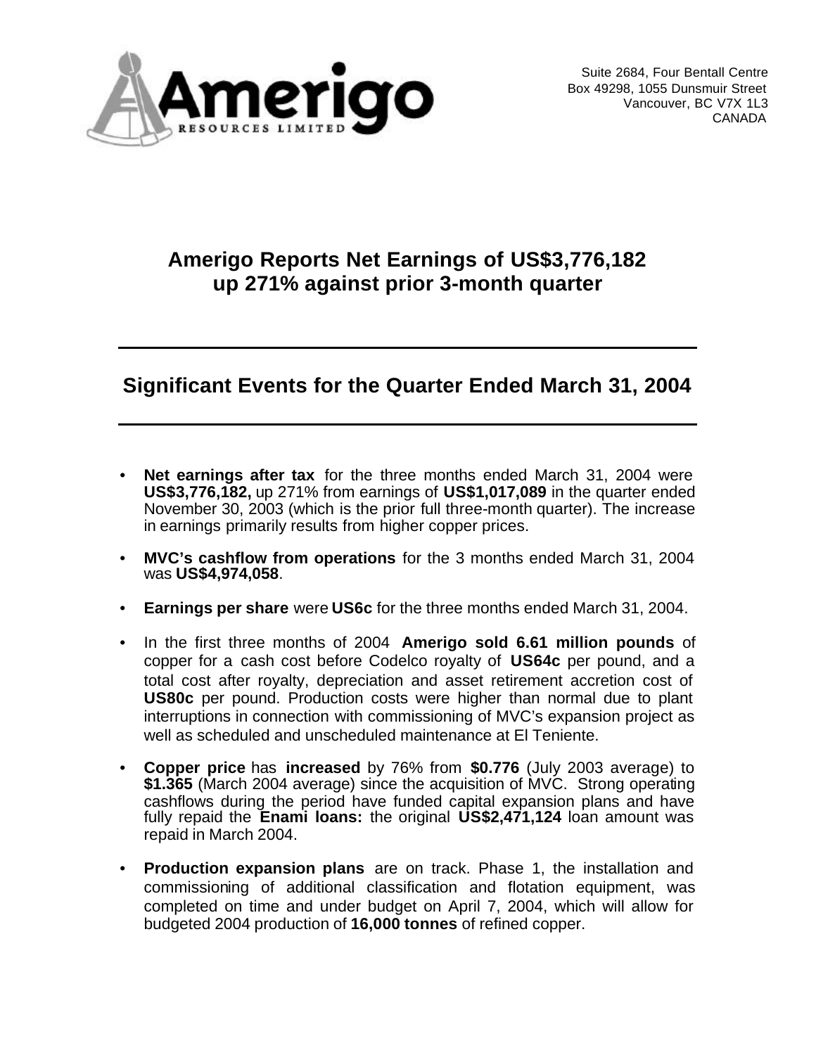Amerigo Resources Limited

Suite 2684, Four Bentall Centre
Box 49298, 1055 Dunsmuir Street
Vancouver, BC V7X 1L3
CANADA

# Amerigo Reports Net Earnings of US$3,776,182 up 271% against prior 3-month quarter

## Significant Events for the Quarter Ended March 31, 2004

- **Net earnings after tax** for the three months ended March 31, 2004 were **US$3,776,182,** up 271% from earnings of **US$1,017,089** in the quarter ended November 30, 2003 (which is the prior full three-month quarter). The increase in earnings primarily results from higher copper prices.
- **MVC's cashflow from operations** for the 3 months ended March 31, 2004 was **US$4,974,058**.
- **Earnings per share** were **US6c** for the three months ended March 31, 2004.
- In the first three months of 2004 **Amerigo sold 6.61 million pounds** of copper for a cash cost before Codelco royalty of **US64c** per pound, and a total cost after royalty, depreciation and asset retirement accretion cost of **US80c** per pound. Production costs were higher than normal due to plant interruptions in connection with commissioning of MVC's expansion project as well as scheduled and unscheduled maintenance at El Teniente.
- **Copper price** has **increased** by 76% from **$0.776** (July 2003 average) to **$1.365** (March 2004 average) since the acquisition of MVC. Strong operating cashflows during the period have funded capital expansion plans and have fully repaid the **Enami loans:** the original **US$2,471,124** loan amount was repaid in March 2004.
- **Production expansion plans** are on track. Phase 1, the installation and commissioning of additional classification and flotation equipment, was completed on time and under budget on April 7, 2004, which will allow for budgeted 2004 production of **16,000 tonnes** of refined copper.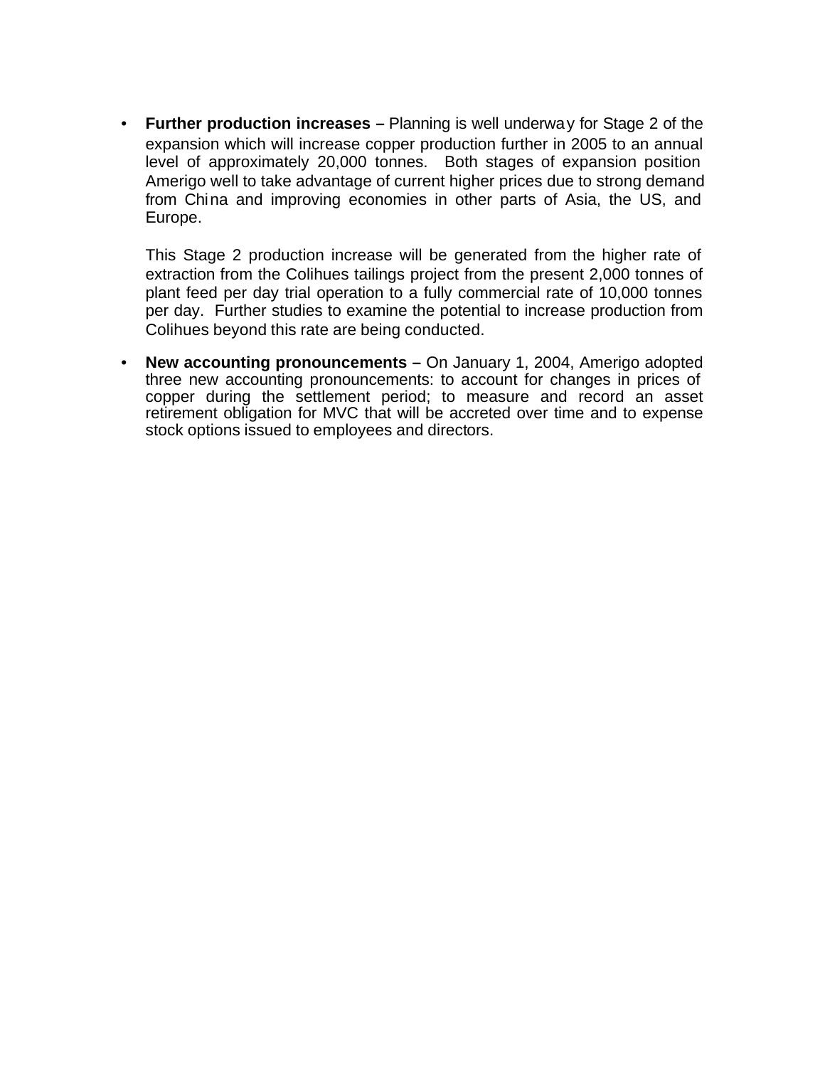- **Further production increases –** Planning is well underway for Stage 2 of the expansion which will increase copper production further in 2005 to an annual level of approximately 20,000 tonnes. Both stages of expansion position Amerigo well to take advantage of current higher prices due to strong demand from China and improving economies in other parts of Asia, the US, and Europe.

  This Stage 2 production increase will be generated from the higher rate of extraction from the Colihues tailings project from the present 2,000 tonnes of plant feed per day trial operation to a fully commercial rate of 10,000 tonnes per day. Further studies to examine the potential to increase production from Colihues beyond this rate are being conducted.

- **New accounting pronouncements –** On January 1, 2004, Amerigo adopted three new accounting pronouncements: to account for changes in prices of copper during the settlement period; to measure and record an asset retirement obligation for MVC that will be accreted over time and to expense stock options issued to employees and directors.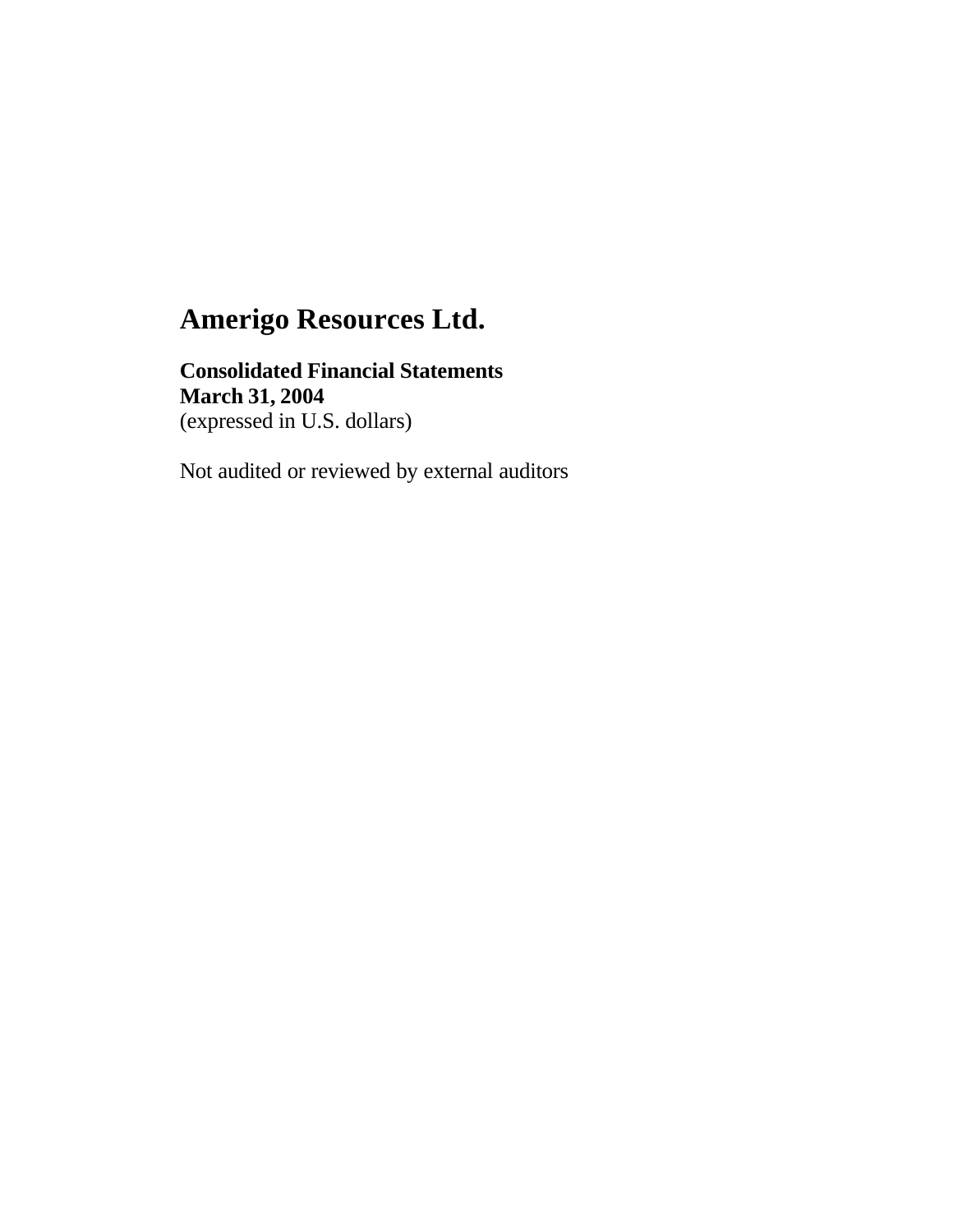# Amerigo Resources Ltd.

**Consolidated Financial Statements**
**March 31, 2004**
(expressed in U.S. dollars)

Not audited or reviewed by external auditors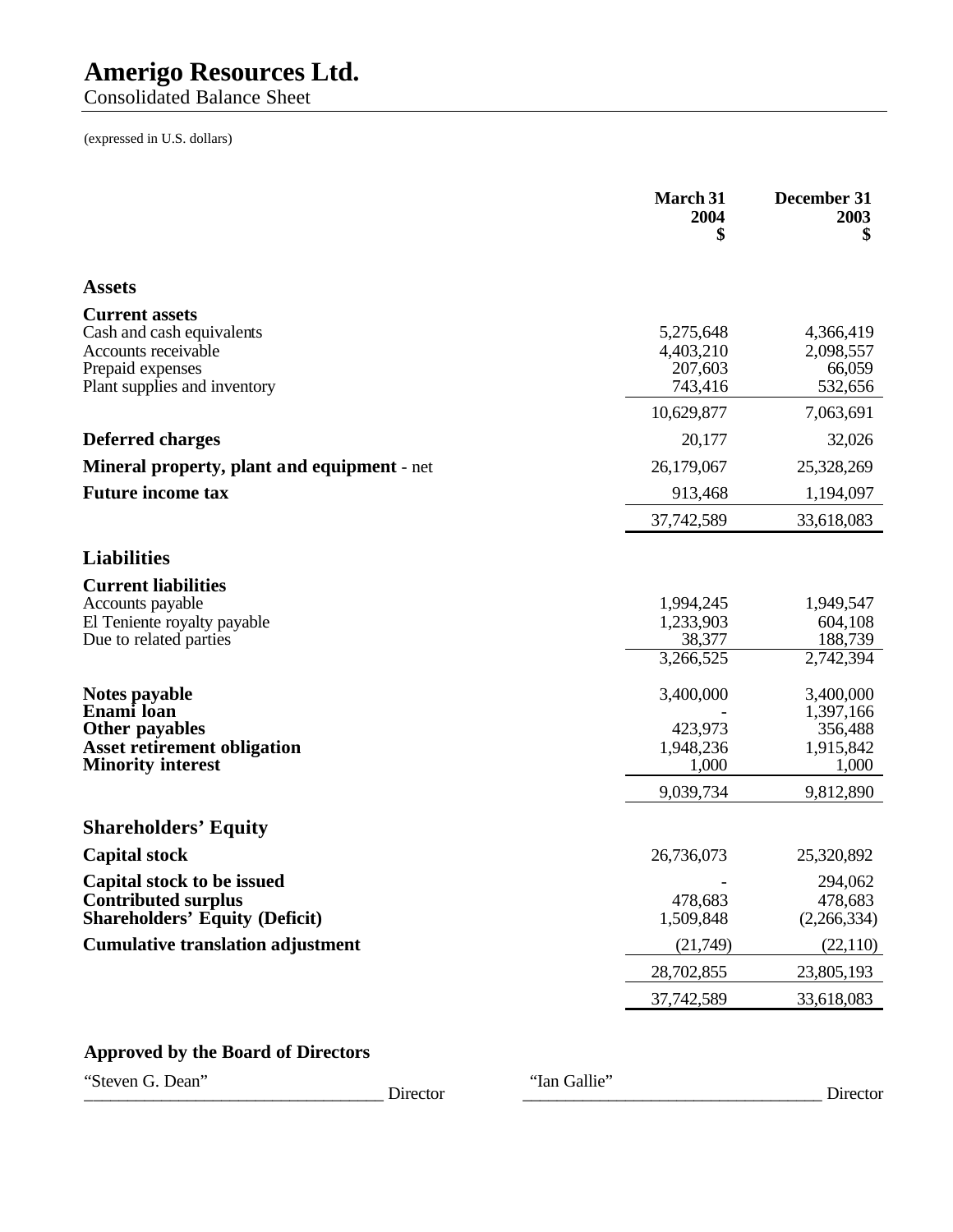# Amerigo Resources Ltd.

Consolidated Balance Sheet

(expressed in U.S. dollars)

| | March 31 2004 $ | December 31 2003 $ |
|---|---|---|
| **Assets** | | |
| **Current assets** | | |
| Cash and cash equivalents | 5,275,648 | 4,366,419 |
| Accounts receivable | 4,403,210 | 2,098,557 |
| Prepaid expenses | 207,603 | 66,059 |
| Plant supplies and inventory | 743,416 | 532,656 |
| | 10,629,877 | 7,063,691 |
| **Deferred charges** | 20,177 | 32,026 |
| **Mineral property, plant and equipment** - net | 26,179,067 | 25,328,269 |
| **Future income tax** | 913,468 | 1,194,097 |
| | 37,742,589 | 33,618,083 |
| **Liabilities** | | |
| **Current liabilities** | | |
| Accounts payable | 1,994,245 | 1,949,547 |
| El Teniente royalty payable | 1,233,903 | 604,108 |
| Due to related parties | 38,377 | 188,739 |
| | 3,266,525 | 2,742,394 |
| **Notes payable** | 3,400,000 | 3,400,000 |
| **Enami loan** | - | 1,397,166 |
| **Other payables** | 423,973 | 356,488 |
| **Asset retirement obligation** | 1,948,236 | 1,915,842 |
| **Minority interest** | 1,000 | 1,000 |
| | 9,039,734 | 9,812,890 |
| **Shareholders' Equity** | | |
| **Capital stock** | 26,736,073 | 25,320,892 |
| **Capital stock to be issued** | - | 294,062 |
| **Contributed surplus** | 478,683 | 478,683 |
| **Shareholders' Equity (Deficit)** | 1,509,848 | (2,266,334) |
| **Cumulative translation adjustment** | (21,749) | (22,110) |
| | 28,702,855 | 23,805,193 |
| | 37,742,589 | 33,618,083 |

**Approved by the Board of Directors**

"Steven G. Dean" ______________________ Director

"Ian Gallie" ______________________ Director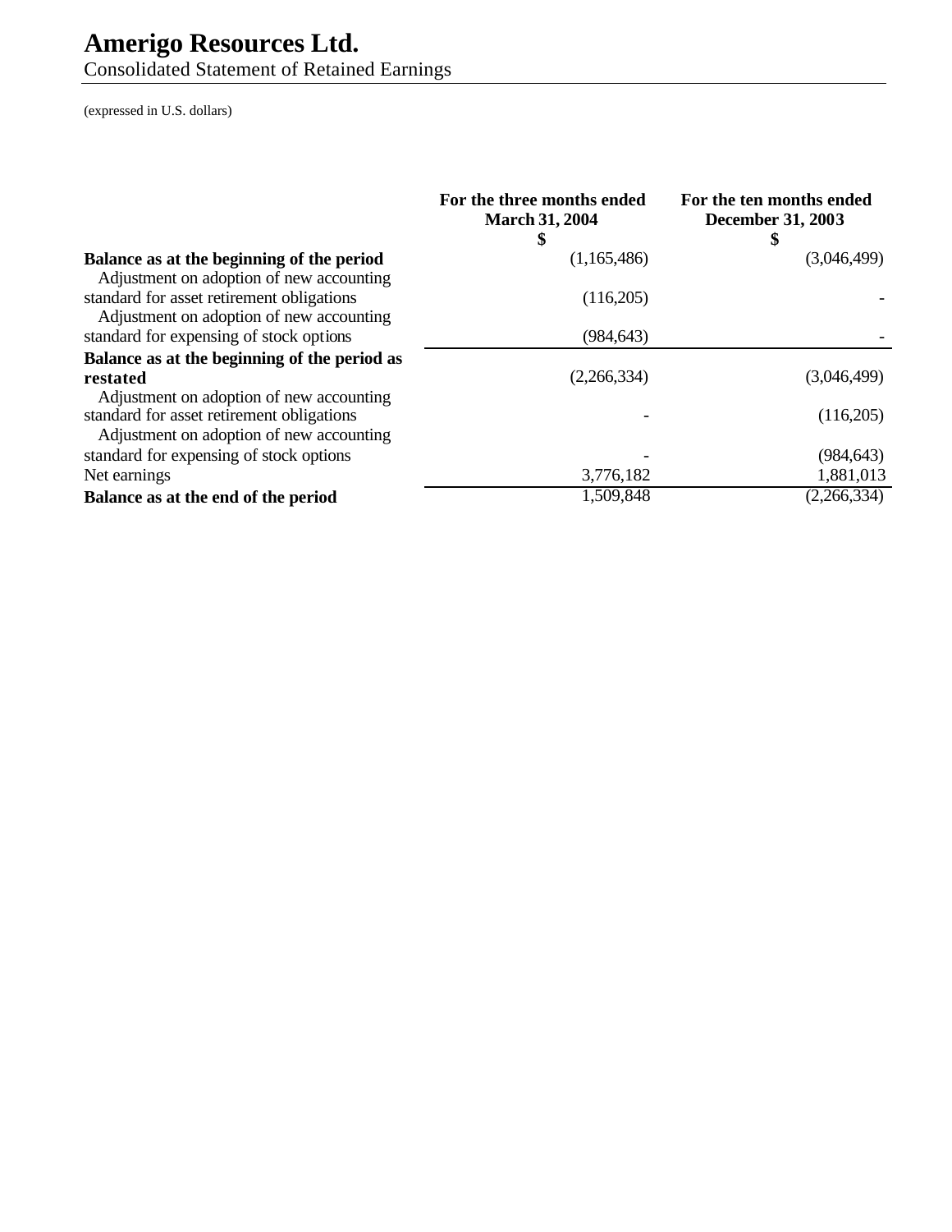# Amerigo Resources Ltd.

Consolidated Statement of Retained Earnings

(expressed in U.S. dollars)

| | For the three months ended March 31, 2004 $ | For the ten months ended December 31, 2003 $ |
|---|---|---|
| **Balance as at the beginning of the period** | (1,165,486) | (3,046,499) |
| Adjustment on adoption of new accounting standard for asset retirement obligations | (116,205) | - |
| Adjustment on adoption of new accounting standard for expensing of stock options | (984,643) | - |
| **Balance as at the beginning of the period as restated** | (2,266,334) | (3,046,499) |
| Adjustment on adoption of new accounting standard for asset retirement obligations | - | (116,205) |
| Adjustment on adoption of new accounting standard for expensing of stock options | - | (984,643) |
| Net earnings | 3,776,182 | 1,881,013 |
| **Balance as at the end of the period** | 1,509,848 | (2,266,334) |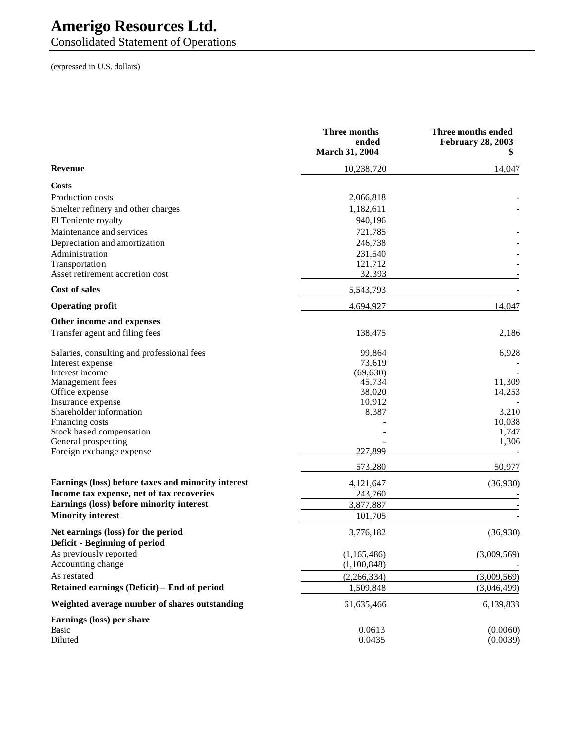# Amerigo Resources Ltd.

Consolidated Statement of Operations

(expressed in U.S. dollars)

| | Three months ended March 31, 2004 | Three months ended February 28, 2003 $ |
|---|---|---|
| **Revenue** | 10,238,720 | 14,047 |
| **Costs** | | |
| Production costs | 2,066,818 | - |
| Smelter refinery and other charges | 1,182,611 | - |
| El Teniente royalty | 940,196 | |
| Maintenance and services | 721,785 | - |
| Depreciation and amortization | 246,738 | - |
| Administration | 231,540 | - |
| Transportation | 121,712 | - |
| Asset retirement accretion cost | 32,393 | - |
| **Cost of sales** | 5,543,793 | - |
| **Operating profit** | 4,694,927 | 14,047 |
| **Other income and expenses** | | |
| Transfer agent and filing fees | 138,475 | 2,186 |
| Salaries, consulting and professional fees | 99,864 | 6,928 |
| Interest expense | 73,619 | - |
| Interest income | (69,630) | - |
| Management fees | 45,734 | 11,309 |
| Office expense | 38,020 | 14,253 |
| Insurance expense | 10,912 | - |
| Shareholder information | 8,387 | 3,210 |
| Financing costs | - | 10,038 |
| Stock based compensation | - | 1,747 |
| General prospecting | - | 1,306 |
| Foreign exchange expense | 227,899 | - |
| | 573,280 | 50,977 |
| **Earnings (loss) before taxes and minority interest** | 4,121,647 | (36,930) |
| **Income tax expense, net of tax recoveries** | 243,760 | - |
| **Earnings (loss) before minority interest** | 3,877,887 | - |
| **Minority interest** | 101,705 | - |
| **Net earnings (loss) for the period** | 3,776,182 | (36,930) |
| **Deficit - Beginning of period** | | |
| As previously reported | (1,165,486) | (3,009,569) |
| Accounting change | (1,100,848) | - |
| As restated | (2,266,334) | (3,009,569) |
| **Retained earnings (Deficit) – End of period** | 1,509,848 | (3,046,499) |
| **Weighted average number of shares outstanding** | 61,635,466 | 6,139,833 |
| **Earnings (loss) per share** | | |
| Basic | 0.0613 | (0.0060) |
| Diluted | 0.0435 | (0.0039) |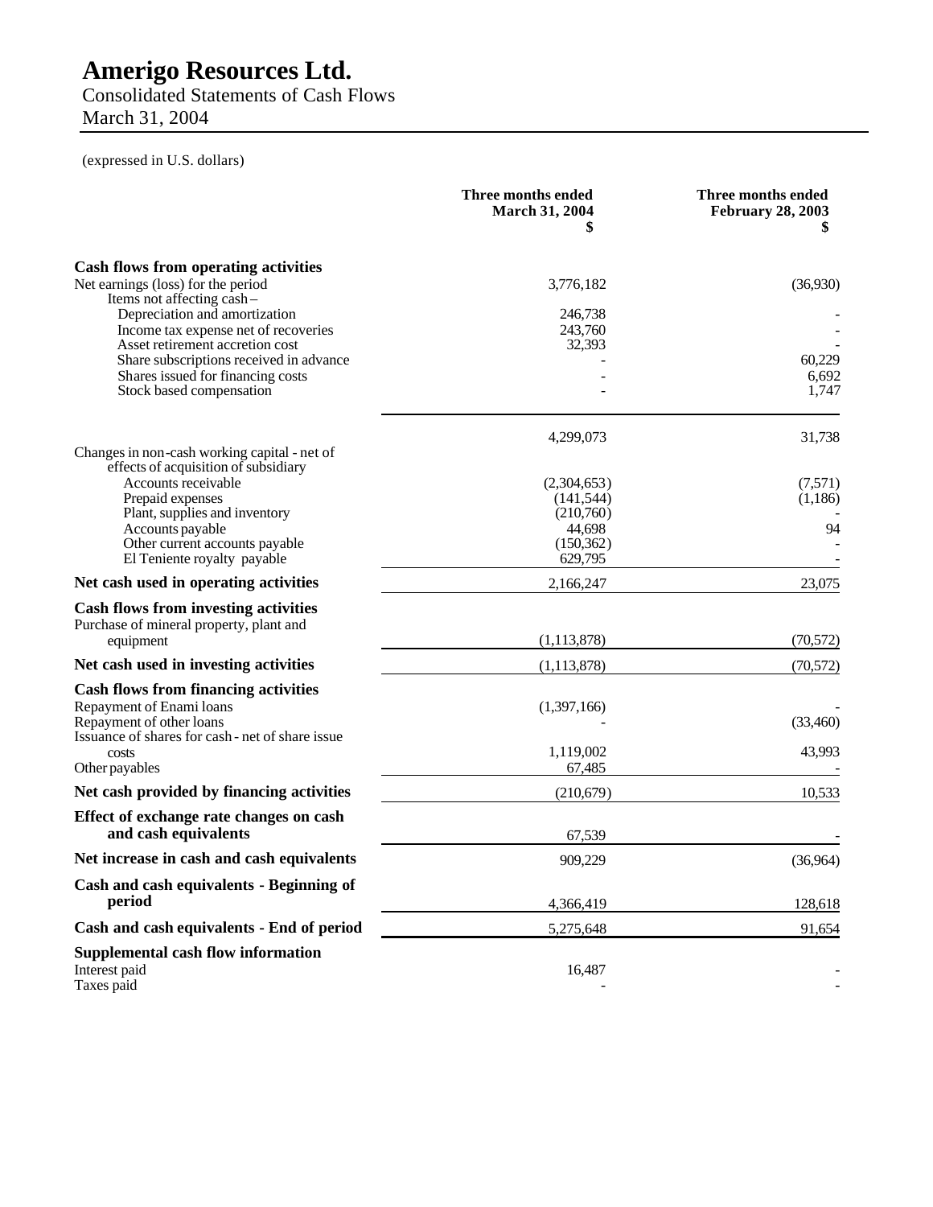# Amerigo Resources Ltd.

Consolidated Statements of Cash Flows
March 31, 2004

(expressed in U.S. dollars)

| | Three months ended March 31, 2004 $ | Three months ended February 28, 2003 $ |
|---|---|---|
| **Cash flows from operating activities** | | |
| Net earnings (loss) for the period | 3,776,182 | (36,930) |
| Items not affecting cash – | | |
| Depreciation and amortization | 246,738 | - |
| Income tax expense net of recoveries | 243,760 | - |
| Asset retirement accretion cost | 32,393 | - |
| Share subscriptions received in advance | - | 60,229 |
| Shares issued for financing costs | - | 6,692 |
| Stock based compensation | - | 1,747 |
| | 4,299,073 | 31,738 |
| Changes in non-cash working capital - net of effects of acquisition of subsidiary | | |
| Accounts receivable | (2,304,653) | (7,571) |
| Prepaid expenses | (141,544) | (1,186) |
| Plant, supplies and inventory | (210,760) | - |
| Accounts payable | 44,698 | 94 |
| Other current accounts payable | (150,362) | - |
| El Teniente royalty payable | 629,795 | - |
| **Net cash used in operating activities** | 2,166,247 | 23,075 |
| **Cash flows from investing activities** | | |
| Purchase of mineral property, plant and equipment | (1,113,878) | (70,572) |
| **Net cash used in investing activities** | (1,113,878) | (70,572) |
| **Cash flows from financing activities** | | |
| Repayment of Enami loans | (1,397,166) | - |
| Repayment of other loans | - | (33,460) |
| Issuance of shares for cash - net of share issue costs | 1,119,002 | 43,993 |
| Other payables | 67,485 | - |
| **Net cash provided by financing activities** | (210,679) | 10,533 |
| **Effect of exchange rate changes on cash and cash equivalents** | 67,539 | - |
| **Net increase in cash and cash equivalents** | 909,229 | (36,964) |
| **Cash and cash equivalents - Beginning of period** | 4,366,419 | 128,618 |
| **Cash and cash equivalents - End of period** | 5,275,648 | 91,654 |
| **Supplemental cash flow information** | | |
| Interest paid | 16,487 | - |
| Taxes paid | - | - |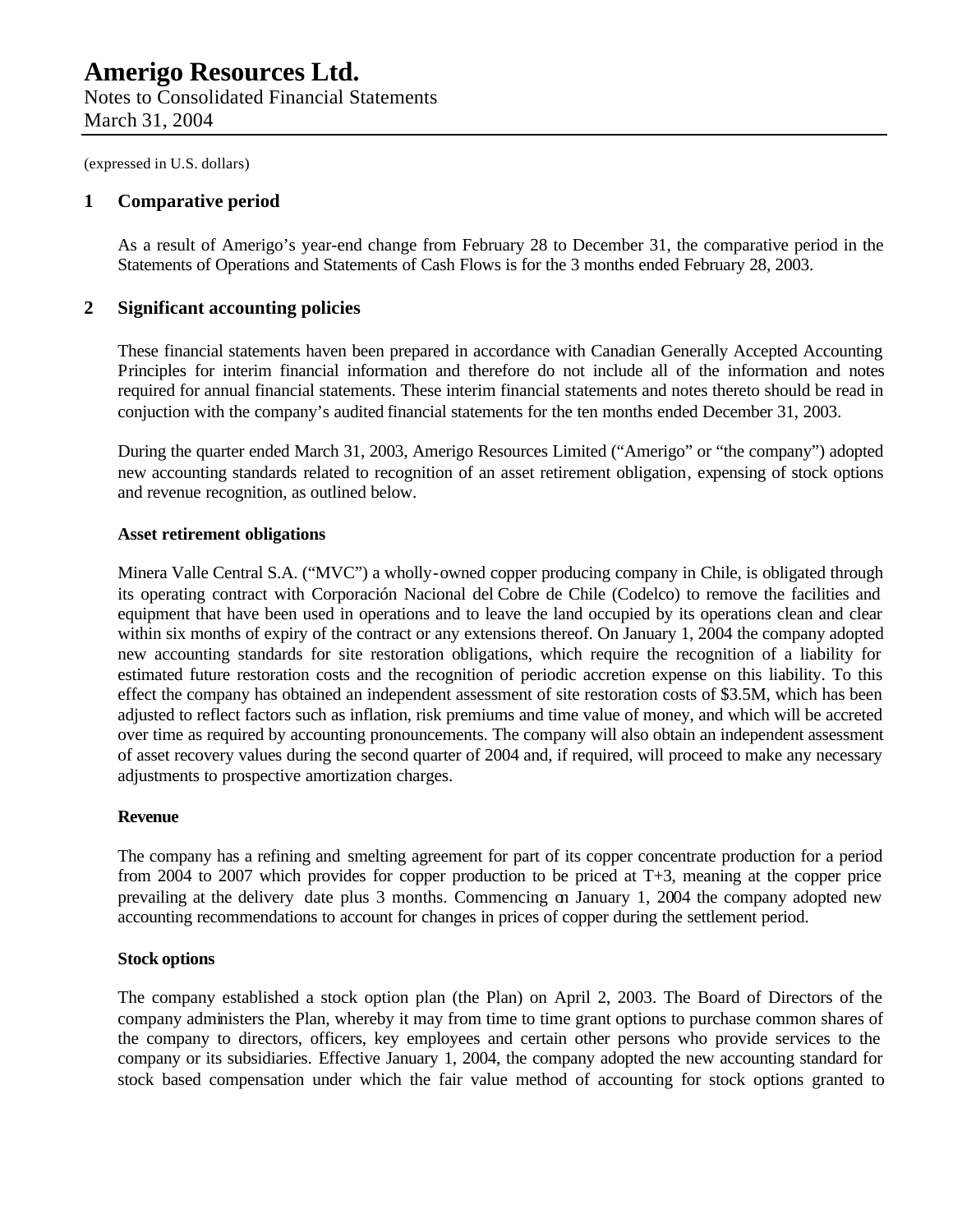# Amerigo Resources Ltd.

Notes to Consolidated Financial Statements
March 31, 2004

(expressed in U.S. dollars)

## 1 Comparative period

As a result of Amerigo's year-end change from February 28 to December 31, the comparative period in the Statements of Operations and Statements of Cash Flows is for the 3 months ended February 28, 2003.

## 2 Significant accounting policies

These financial statements haven been prepared in accordance with Canadian Generally Accepted Accounting Principles for interim financial information and therefore do not include all of the information and notes required for annual financial statements. These interim financial statements and notes thereto should be read in conjuction with the company's audited financial statements for the ten months ended December 31, 2003.

During the quarter ended March 31, 2003, Amerigo Resources Limited ("Amerigo" or "the company") adopted new accounting standards related to recognition of an asset retirement obligation, expensing of stock options and revenue recognition, as outlined below.

**Asset retirement obligations**

Minera Valle Central S.A. ("MVC") a wholly-owned copper producing company in Chile, is obligated through its operating contract with Corporación Nacional del Cobre de Chile (Codelco) to remove the facilities and equipment that have been used in operations and to leave the land occupied by its operations clean and clear within six months of expiry of the contract or any extensions thereof. On January 1, 2004 the company adopted new accounting standards for site restoration obligations, which require the recognition of a liability for estimated future restoration costs and the recognition of periodic accretion expense on this liability. To this effect the company has obtained an independent assessment of site restoration costs of $3.5M, which has been adjusted to reflect factors such as inflation, risk premiums and time value of money, and which will be accreted over time as required by accounting pronouncements. The company will also obtain an independent assessment of asset recovery values during the second quarter of 2004 and, if required, will proceed to make any necessary adjustments to prospective amortization charges.

**Revenue**

The company has a refining and smelting agreement for part of its copper concentrate production for a period from 2004 to 2007 which provides for copper production to be priced at T+3, meaning at the copper price prevailing at the delivery date plus 3 months. Commencing on January 1, 2004 the company adopted new accounting recommendations to account for changes in prices of copper during the settlement period.

**Stock options**

The company established a stock option plan (the Plan) on April 2, 2003. The Board of Directors of the company administers the Plan, whereby it may from time to time grant options to purchase common shares of the company to directors, officers, key employees and certain other persons who provide services to the company or its subsidiaries. Effective January 1, 2004, the company adopted the new accounting standard for stock based compensation under which the fair value method of accounting for stock options granted to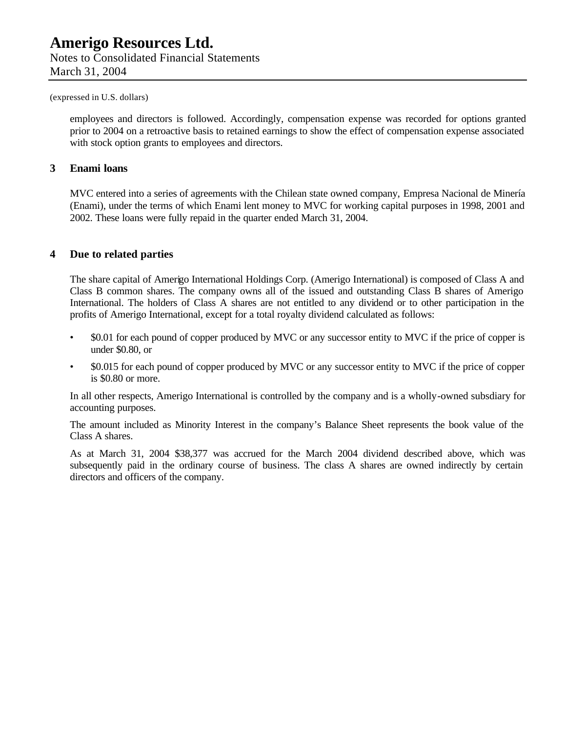(expressed in U.S. dollars)

employees and directors is followed. Accordingly, compensation expense was recorded for options granted prior to 2004 on a retroactive basis to retained earnings to show the effect of compensation expense associated with stock option grants to employees and directors.

## 3 Enami loans

MVC entered into a series of agreements with the Chilean state owned company, Empresa Nacional de Minería (Enami), under the terms of which Enami lent money to MVC for working capital purposes in 1998, 2001 and 2002. These loans were fully repaid in the quarter ended March 31, 2004.

## 4 Due to related parties

The share capital of Amerigo International Holdings Corp. (Amerigo International) is composed of Class A and Class B common shares. The company owns all of the issued and outstanding Class B shares of Amerigo International. The holders of Class A shares are not entitled to any dividend or to other participation in the profits of Amerigo International, except for a total royalty dividend calculated as follows:

- $0.01 for each pound of copper produced by MVC or any successor entity to MVC if the price of copper is under $0.80, or
- $0.015 for each pound of copper produced by MVC or any successor entity to MVC if the price of copper is $0.80 or more.

In all other respects, Amerigo International is controlled by the company and is a wholly-owned subsdiary for accounting purposes.

The amount included as Minority Interest in the company's Balance Sheet represents the book value of the Class A shares.

As at March 31, 2004 $38,377 was accrued for the March 2004 dividend described above, which was subsequently paid in the ordinary course of business. The class A shares are owned indirectly by certain directors and officers of the company.